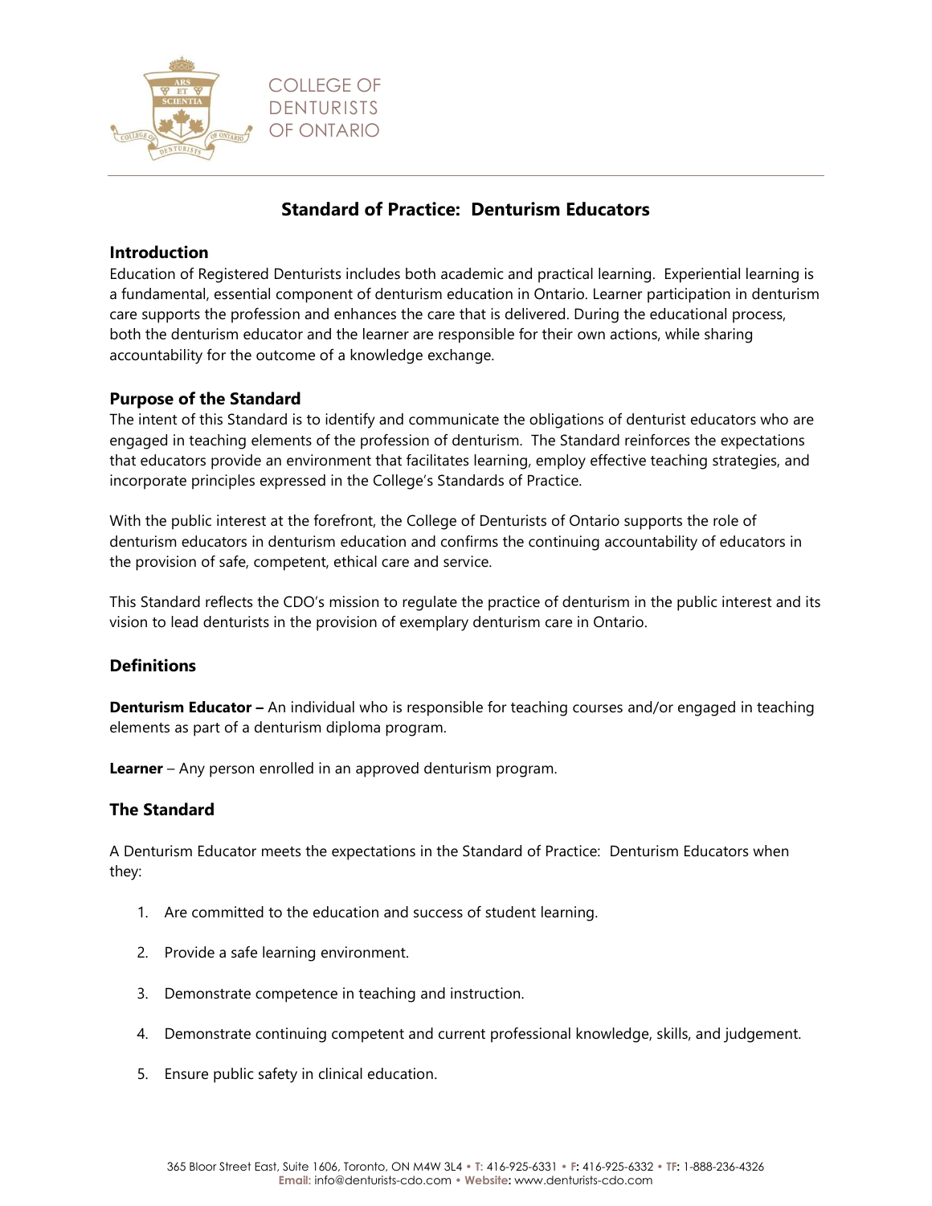COLLEGE OF DENTURISTS OF ONTARIO

# Standard of Practice: Denturism Educators

## Introduction

Education of Registered Denturists includes both academic and practical learning. Experiential learning is a fundamental, essential component of denturism education in Ontario. Learner participation in denturism care supports the profession and enhances the care that is delivered. During the educational process, both the denturism educator and the learner are responsible for their own actions, while sharing accountability for the outcome of a knowledge exchange.

## Purpose of the Standard

The intent of this Standard is to identify and communicate the obligations of denturist educators who are engaged in teaching elements of the profession of denturism. The Standard reinforces the expectations that educators provide an environment that facilitates learning, employ effective teaching strategies, and incorporate principles expressed in the College's Standards of Practice.

With the public interest at the forefront, the College of Denturists of Ontario supports the role of denturism educators in denturism education and confirms the continuing accountability of educators in the provision of safe, competent, ethical care and service.

This Standard reflects the CDO's mission to regulate the practice of denturism in the public interest and its vision to lead denturists in the provision of exemplary denturism care in Ontario.

## Definitions

**Denturism Educator –** An individual who is responsible for teaching courses and/or engaged in teaching elements as part of a denturism diploma program.

**Learner** – Any person enrolled in an approved denturism program.

## The Standard

A Denturism Educator meets the expectations in the Standard of Practice: Denturism Educators when they:

1. Are committed to the education and success of student learning.
2. Provide a safe learning environment.
3. Demonstrate competence in teaching and instruction.
4. Demonstrate continuing competent and current professional knowledge, skills, and judgement.
5. Ensure public safety in clinical education.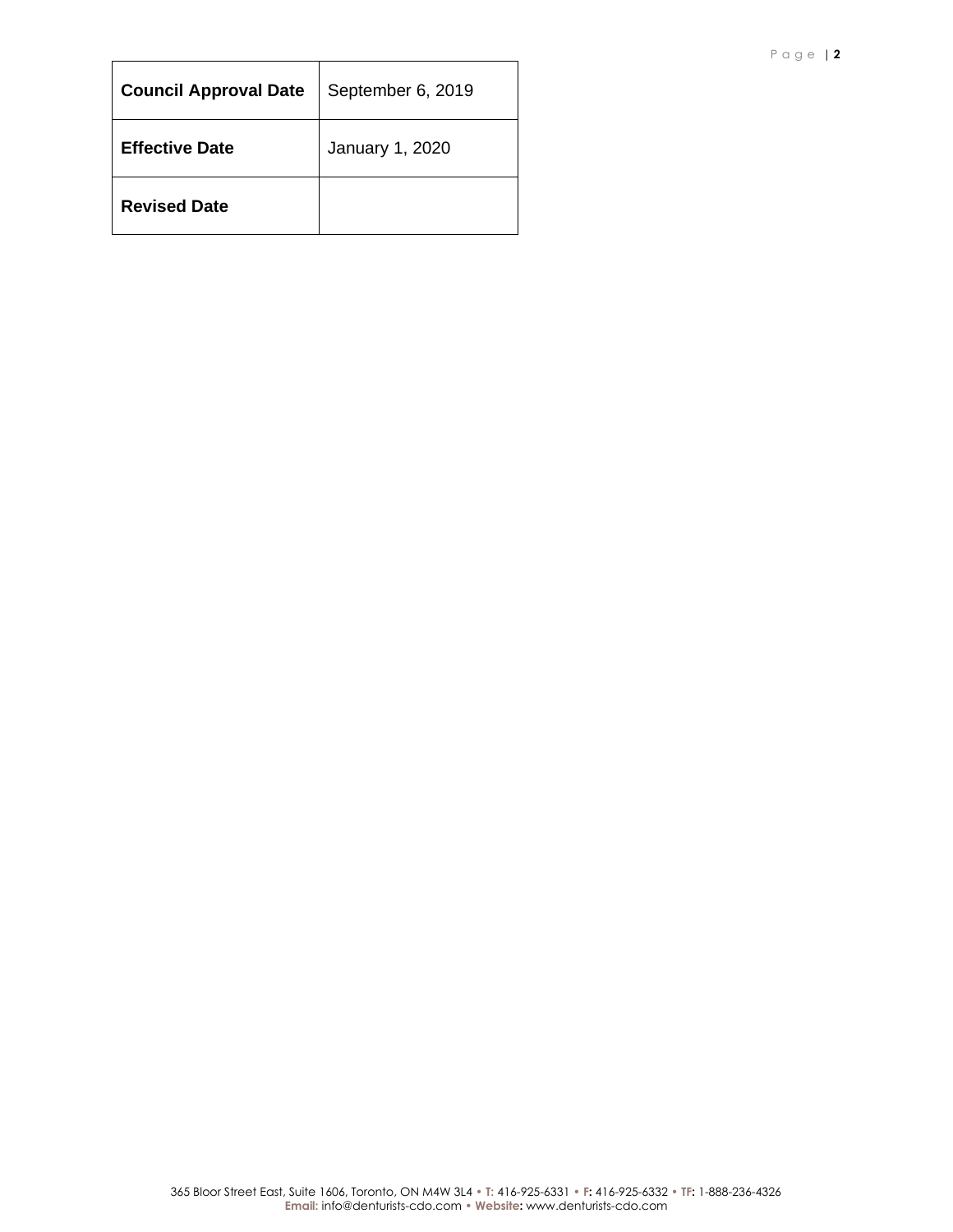| | |
|---|---|
| **Council Approval Date** | September 6, 2019 |
| **Effective Date** | January 1, 2020 |
| **Revised Date** | |